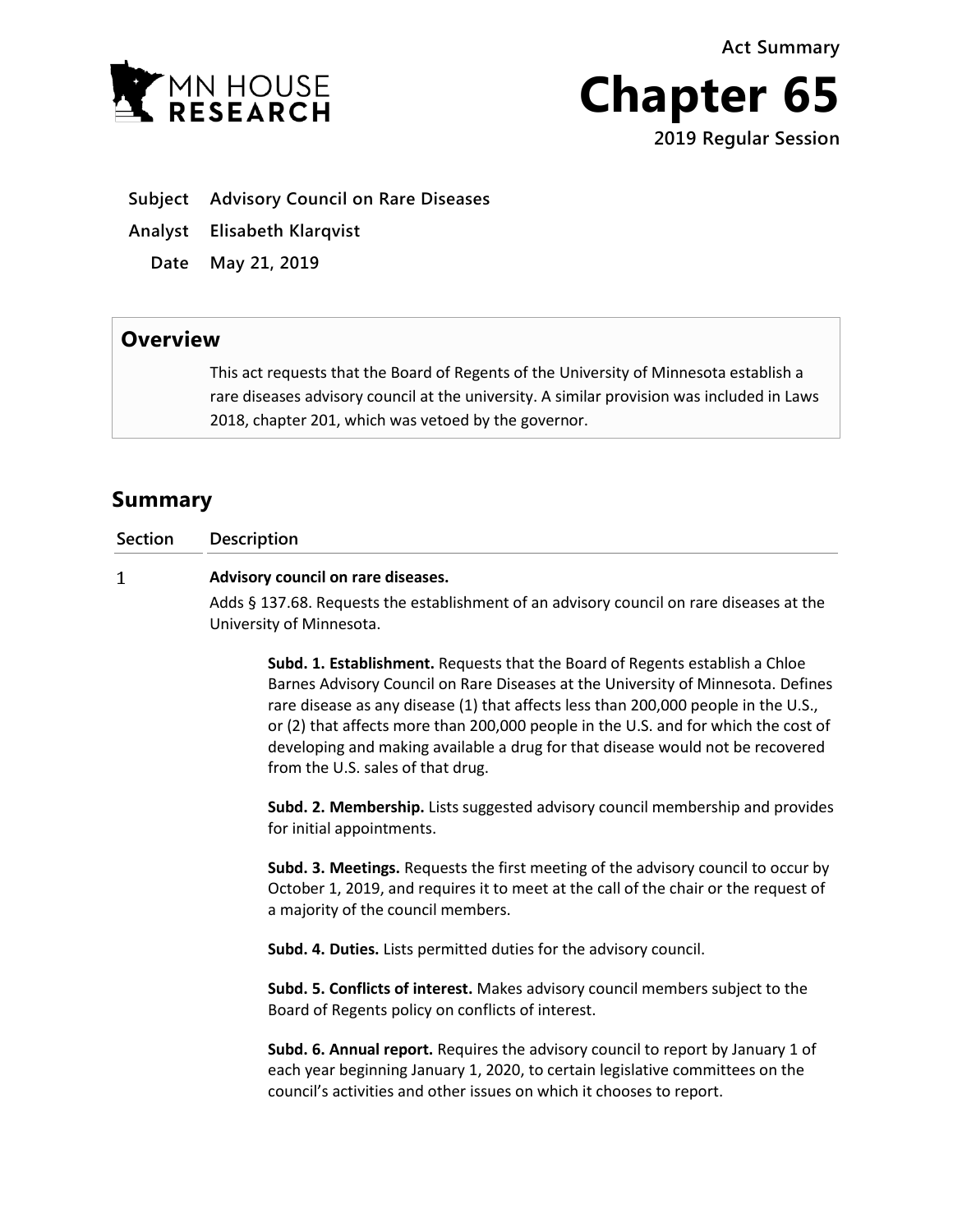Act Summary

# Chapter 65

**2019 Regular Session**

**Subject** Advisory Council on Rare Diseases

**Analyst** Elisabeth Klarqvist

**Date** May 21, 2019

## Overview

This act requests that the Board of Regents of the University of Minnesota establish a rare diseases advisory council at the university. A similar provision was included in Laws 2018, chapter 201, which was vetoed by the governor.

## Summary

| Section | Description |
|---|---|
| 1 | **Advisory council on rare diseases.** |

Adds § 137.68. Requests the establishment of an advisory council on rare diseases at the University of Minnesota.

**Subd. 1. Establishment.** Requests that the Board of Regents establish a Chloe Barnes Advisory Council on Rare Diseases at the University of Minnesota. Defines rare disease as any disease (1) that affects less than 200,000 people in the U.S., or (2) that affects more than 200,000 people in the U.S. and for which the cost of developing and making available a drug for that disease would not be recovered from the U.S. sales of that drug.

**Subd. 2. Membership.** Lists suggested advisory council membership and provides for initial appointments.

**Subd. 3. Meetings.** Requests the first meeting of the advisory council to occur by October 1, 2019, and requires it to meet at the call of the chair or the request of a majority of the council members.

**Subd. 4. Duties.** Lists permitted duties for the advisory council.

**Subd. 5. Conflicts of interest.** Makes advisory council members subject to the Board of Regents policy on conflicts of interest.

**Subd. 6. Annual report.** Requires the advisory council to report by January 1 of each year beginning January 1, 2020, to certain legislative committees on the council's activities and other issues on which it chooses to report.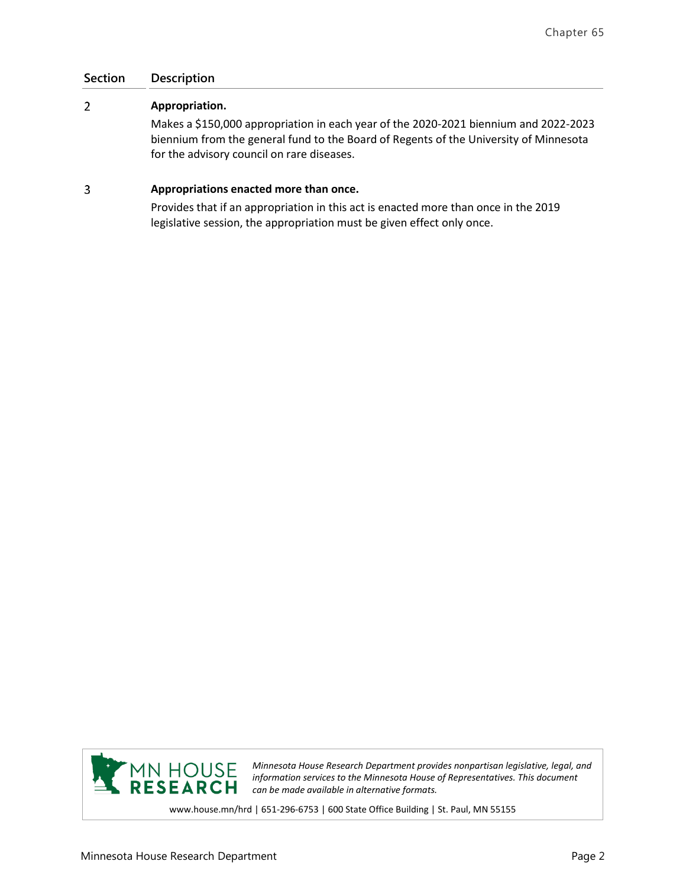| Section | Description |
|---|---|
| 2 | **Appropriation.**<br>Makes a $150,000 appropriation in each year of the 2020-2021 biennium and 2022-2023 biennium from the general fund to the Board of Regents of the University of Minnesota for the advisory council on rare diseases. |
| 3 | **Appropriations enacted more than once.**<br>Provides that if an appropriation in this act is enacted more than once in the 2019 legislative session, the appropriation must be given effect only once. |

MN HOUSE RESEARCH

*Minnesota House Research Department provides nonpartisan legislative, legal, and information services to the Minnesota House of Representatives. This document can be made available in alternative formats.*

www.house.mn/hrd | 651-296-6753 | 600 State Office Building | St. Paul, MN 55155